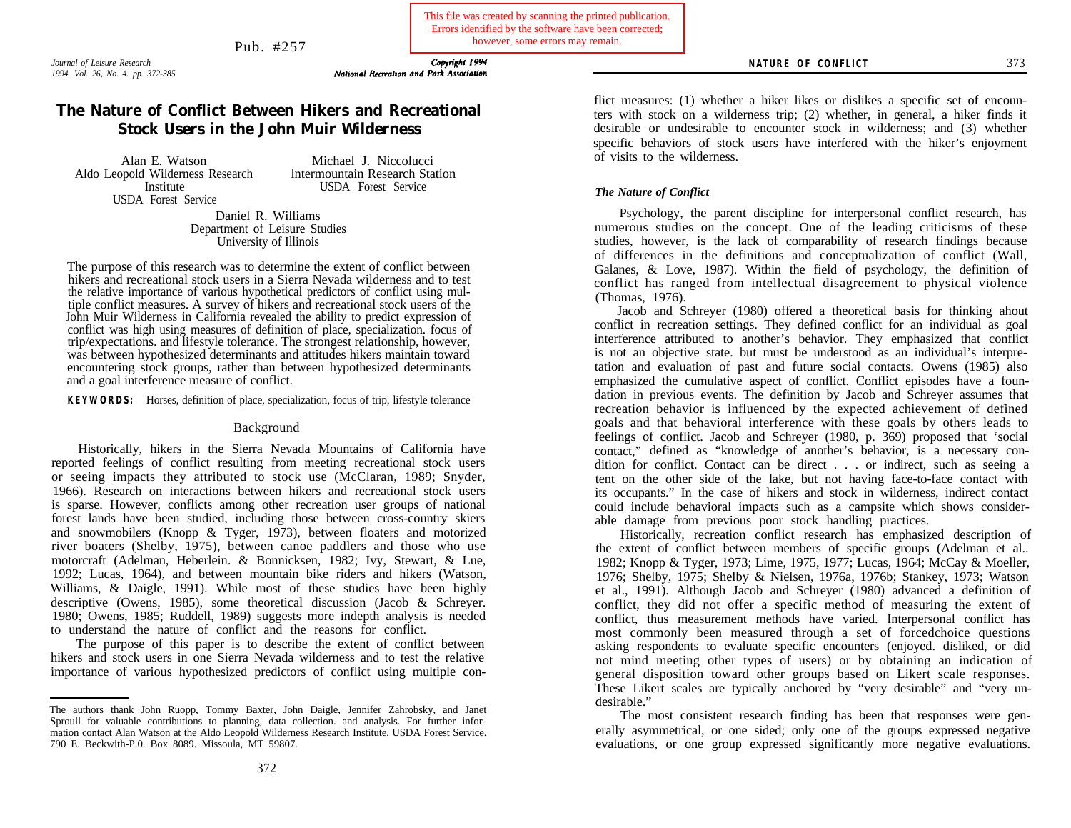This file was created by scanning the printed publication. Errors identified by the software have been corrected; however, some errors may remain.

Pub. #257

# The Nature of Conflict Between Hikers and Recreational Stock Users in the John Muir Wilderness

Alan E. Watson
Aldo Leopold Wilderness Research Institute
USDA Forest Service

Michael J. Niccolucci
Intermountain Research Station
USDA Forest Service

Daniel R. Williams
Department of Leisure Studies
University of Illinois

The purpose of this research was to determine the extent of conflict between hikers and recreational stock users in a Sierra Nevada wilderness and to test the relative importance of various hypothetical predictors of conflict using multiple conflict measures. A survey of hikers and recreational stock users of the John Muir Wilderness in California revealed the ability to predict expression of conflict was high using measures of definition of place, specialization. focus of trip/expectations. and lifestyle tolerance. The strongest relationship, however, was between hypothesized determinants and attitudes hikers maintain toward encountering stock groups, rather than between hypothesized determinants and a goal interference measure of conflict.

**KEYWORDS:** Horses, definition of place, specialization, focus of trip, lifestyle tolerance

## Background

Historically, hikers in the Sierra Nevada Mountains of California have reported feelings of conflict resulting from meeting recreational stock users or seeing impacts they attributed to stock use (McClaran, 1989; Snyder, 1966). Research on interactions between hikers and recreational stock users is sparse. However, conflicts among other recreation user groups of national forest lands have been studied, including those between cross-country skiers and snowmobilers (Knopp & Tyger, 1973), between floaters and motorized river boaters (Shelby, 1975), between canoe paddlers and those who use motorcraft (Adelman, Heberlein. & Bonnicksen, 1982; Ivy, Stewart, & Lue, 1992; Lucas, 1964), and between mountain bike riders and hikers (Watson, Williams, & Daigle, 1991). While most of these studies have been highly descriptive (Owens, 1985), some theoretical discussion (Jacob & Schreyer. 1980; Owens, 1985; Ruddell, 1989) suggests more indepth analysis is needed to understand the nature of conflict and the reasons for conflict.

The purpose of this paper is to describe the extent of conflict between hikers and stock users in one Sierra Nevada wilderness and to test the relative importance of various hypothesized predictors of conflict using multiple conflict measures: (1) whether a hiker likes or dislikes a specific set of encounters with stock on a wilderness trip; (2) whether, in general, a hiker finds it desirable or undesirable to encounter stock in wilderness; and (3) whether specific behaviors of stock users have interfered with the hiker's enjoyment of visits to the wilderness.

### *The Nature of Conflict*

Psychology, the parent discipline for interpersonal conflict research, has numerous studies on the concept. One of the leading criticisms of these studies, however, is the lack of comparability of research findings because of differences in the definitions and conceptualization of conflict (Wall, Galanes, & Love, 1987). Within the field of psychology, the definition of conflict has ranged from intellectual disagreement to physical violence (Thomas, 1976).

Jacob and Schreyer (1980) offered a theoretical basis for thinking ahout conflict in recreation settings. They defined conflict for an individual as goal interference attributed to another's behavior. They emphasized that conflict is not an objective state. but must be understood as an individual's interpretation and evaluation of past and future social contacts. Owens (1985) also emphasized the cumulative aspect of conflict. Conflict episodes have a foundation in previous events. The definition by Jacob and Schreyer assumes that recreation behavior is influenced by the expected achievement of defined goals and that behavioral interference with these goals by others leads to feelings of conflict. Jacob and Schreyer (1980, p. 369) proposed that 'social contact," defined as "knowledge of another's behavior, is a necessary condition for conflict. Contact can be direct . . . or indirect, such as seeing a tent on the other side of the lake, but not having face-to-face contact with its occupants." In the case of hikers and stock in wilderness, indirect contact could include behavioral impacts such as a campsite which shows considerable damage from previous poor stock handling practices.

Historically, recreation conflict research has emphasized description of the extent of conflict between members of specific groups (Adelman et al.. 1982; Knopp & Tyger, 1973; Lime, 1975, 1977; Lucas, 1964; McCay & Moeller, 1976; Shelby, 1975; Shelby & Nielsen, 1976a, 1976b; Stankey, 1973; Watson et al., 1991). Although Jacob and Schreyer (1980) advanced a definition of conflict, they did not offer a specific method of measuring the extent of conflict, thus measurement methods have varied. Interpersonal conflict has most commonly been measured through a set of forcedchoice questions asking respondents to evaluate specific encounters (enjoyed. disliked, or did not mind meeting other types of users) or by obtaining an indication of general disposition toward other groups based on Likert scale responses. These Likert scales are typically anchored by "very desirable" and "very undesirable."

The most consistent research finding has been that responses were generally asymmetrical, or one sided; only one of the groups expressed negative evaluations, or one group expressed significantly more negative evaluations.

The authors thank John Ruopp, Tommy Baxter, John Daigle, Jennifer Zahrobsky, and Janet Sproull for valuable contributions to planning, data collection. and analysis. For further information contact Alan Watson at the Aldo Leopold Wilderness Research Institute, USDA Forest Service. 790 E. Beckwith-P.0. Box 8089. Missoula, MT 59807.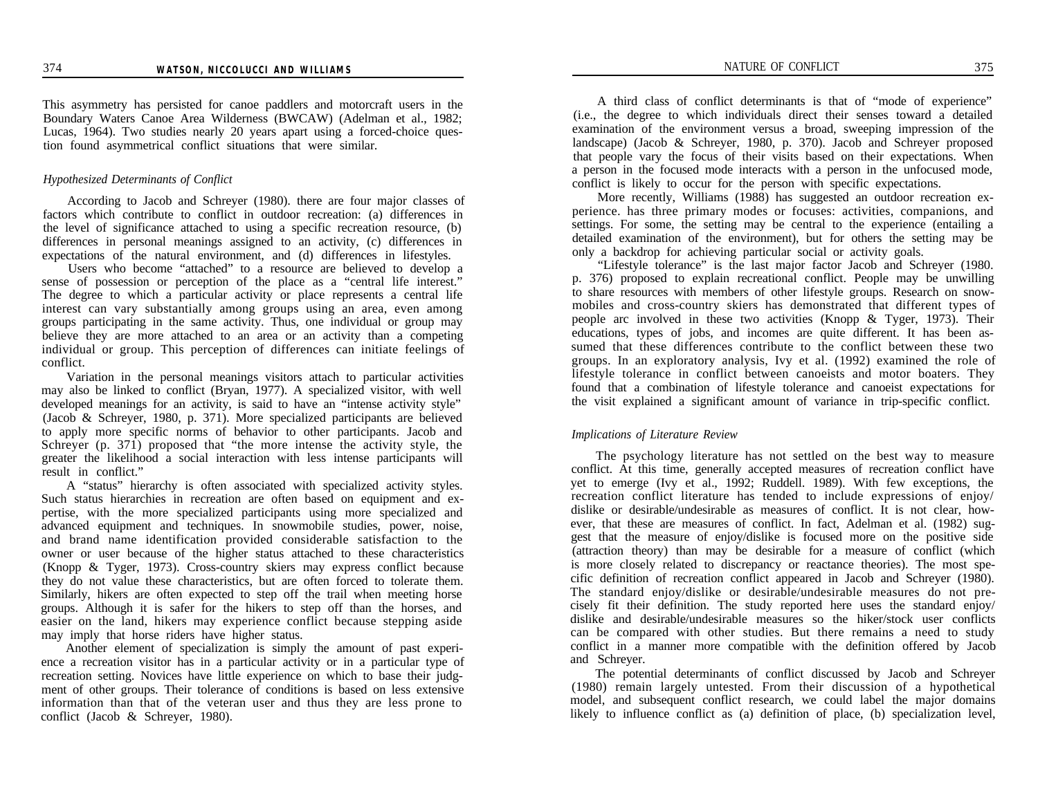This asymmetry has persisted for canoe paddlers and motorcraft users in the Boundary Waters Canoe Area Wilderness (BWCAW) (Adelman et al., 1982; Lucas, 1964). Two studies nearly 20 years apart using a forced-choice question found asymmetrical conflict situations that were similar.

### *Hypothesized Determinants of Conflict*

According to Jacob and Schreyer (1980). there are four major classes of factors which contribute to conflict in outdoor recreation: (a) differences in the level of significance attached to using a specific recreation resource, (b) differences in personal meanings assigned to an activity, (c) differences in expectations of the natural environment, and (d) differences in lifestyles.

Users who become "attached" to a resource are believed to develop a sense of possession or perception of the place as a "central life interest." The degree to which a particular activity or place represents a central life interest can vary substantially among groups using an area, even among groups participating in the same activity. Thus, one individual or group may believe they are more attached to an area or an activity than a competing individual or group. This perception of differences can initiate feelings of conflict.

Variation in the personal meanings visitors attach to particular activities may also be linked to conflict (Bryan, 1977). A specialized visitor, with well developed meanings for an activity, is said to have an "intense activity style" (Jacob & Schreyer, 1980, p. 371). More specialized participants are believed to apply more specific norms of behavior to other participants. Jacob and Schreyer (p. 371) proposed that "the more intense the activity style, the greater the likelihood a social interaction with less intense participants will result in conflict."

A "status" hierarchy is often associated with specialized activity styles. Such status hierarchies in recreation are often based on equipment and expertise, with the more specialized participants using more specialized and advanced equipment and techniques. In snowmobile studies, power, noise, and brand name identification provided considerable satisfaction to the owner or user because of the higher status attached to these characteristics (Knopp & Tyger, 1973). Cross-country skiers may express conflict because they do not value these characteristics, but are often forced to tolerate them. Similarly, hikers are often expected to step off the trail when meeting horse groups. Although it is safer for the hikers to step off than the horses, and easier on the land, hikers may experience conflict because stepping aside may imply that horse riders have higher status.

Another element of specialization is simply the amount of past experience a recreation visitor has in a particular activity or in a particular type of recreation setting. Novices have little experience on which to base their judgment of other groups. Their tolerance of conditions is based on less extensive information than that of the veteran user and thus they are less prone to conflict (Jacob & Schreyer, 1980).

A third class of conflict determinants is that of "mode of experience" (i.e., the degree to which individuals direct their senses toward a detailed examination of the environment versus a broad, sweeping impression of the landscape) (Jacob & Schreyer, 1980, p. 370). Jacob and Schreyer proposed that people vary the focus of their visits based on their expectations. When a person in the focused mode interacts with a person in the unfocused mode, conflict is likely to occur for the person with specific expectations.

More recently, Williams (1988) has suggested an outdoor recreation experience. has three primary modes or focuses: activities, companions, and settings. For some, the setting may be central to the experience (entailing a detailed examination of the environment), but for others the setting may be only a backdrop for achieving particular social or activity goals.

"Lifestyle tolerance" is the last major factor Jacob and Schreyer (1980. p. 376) proposed to explain recreational conflict. People may be unwilling to share resources with members of other lifestyle groups. Research on snowmobiles and cross-country skiers has demonstrated that different types of people arc involved in these two activities (Knopp & Tyger, 1973). Their educations, types of jobs, and incomes are quite different. It has been assumed that these differences contribute to the conflict between these two groups. In an exploratory analysis, Ivy et al. (1992) examined the role of lifestyle tolerance in conflict between canoeists and motor boaters. They found that a combination of lifestyle tolerance and canoeist expectations for the visit explained a significant amount of variance in trip-specific conflict.

### *Implications of Literature Review*

The psychology literature has not settled on the best way to measure conflict. At this time, generally accepted measures of recreation conflict have yet to emerge (Ivy et al., 1992; Ruddell. 1989). With few exceptions, the recreation conflict literature has tended to include expressions of enjoy/dislike or desirable/undesirable as measures of conflict. It is not clear, however, that these are measures of conflict. In fact, Adelman et al. (1982) suggest that the measure of enjoy/dislike is focused more on the positive side (attraction theory) than may be desirable for a measure of conflict (which is more closely related to discrepancy or reactance theories). The most specific definition of recreation conflict appeared in Jacob and Schreyer (1980). The standard enjoy/dislike or desirable/undesirable measures do not precisely fit their definition. The study reported here uses the standard enjoy/dislike and desirable/undesirable measures so the hiker/stock user conflicts can be compared with other studies. But there remains a need to study conflict in a manner more compatible with the definition offered by Jacob and Schreyer.

The potential determinants of conflict discussed by Jacob and Schreyer (1980) remain largely untested. From their discussion of a hypothetical model, and subsequent conflict research, we could label the major domains likely to influence conflict as (a) definition of place, (b) specialization level,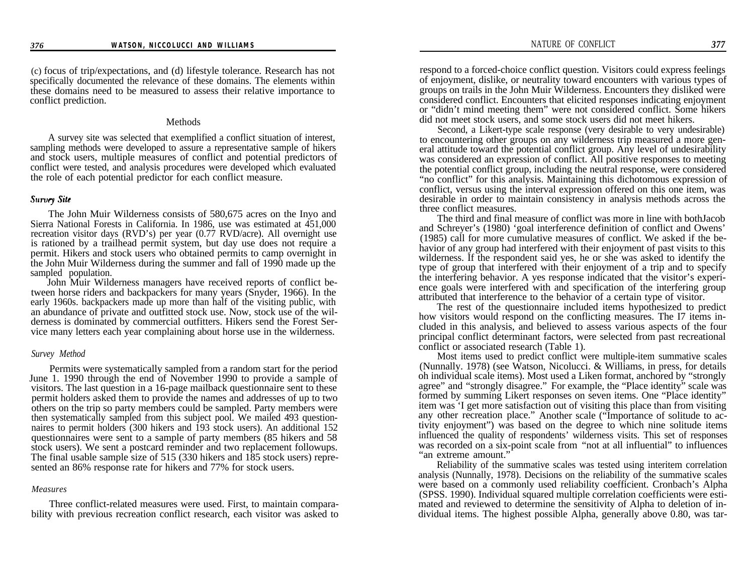(c) focus of trip/expectations, and (d) lifestyle tolerance. Research has not specifically documented the relevance of these domains. The elements within these domains need to be measured to assess their relative importance to conflict prediction.

## Methods

A survey site was selected that exemplified a conflict situation of interest, sampling methods were developed to assure a representative sample of hikers and stock users, multiple measures of conflict and potential predictors of conflict were tested, and analysis procedures were developed which evaluated the role of each potential predictor for each conflict measure.

### *Survey Site*

The John Muir Wilderness consists of 580,675 acres on the Inyo and Sierra National Forests in California. In 1986, use was estimated at 451,000 recreation visitor days (RVD's) per year (0.77 RVD/acre). All overnight use is rationed by a trailhead permit system, but day use does not require a permit. Hikers and stock users who obtained permits to camp overnight in the John Muir Wilderness during the summer and fall of 1990 made up the sampled population.

John Muir Wilderness managers have received reports of conflict between horse riders and backpackers for many years (Snyder, 1966). In the early 1960s. backpackers made up more than half of the visiting public, with an abundance of private and outfitted stock use. Now, stock use of the wilderness is dominated by commercial outfitters. Hikers send the Forest Service many letters each year complaining about horse use in the wilderness.

### *Survey Method*

Permits were systematically sampled from a random start for the period June 1. 1990 through the end of November 1990 to provide a sample of visitors. The last question in a 16-page mailback questionnaire sent to these permit holders asked them to provide the names and addresses of up to two others on the trip so party members could be sampled. Party members were then systematically sampled from this subject pool. We mailed 493 questionnaires to permit holders (300 hikers and 193 stock users). An additional 152 questionnaires were sent to a sample of party members (85 hikers and 58 stock users). We sent a postcard reminder and two replacement followups. The final usable sample size of 515 (330 hikers and 185 stock users) represented an 86% response rate for hikers and 77% for stock users.

### *Measures*

Three conflict-related measures were used. First, to maintain comparability with previous recreation conflict research, each visitor was asked to respond to a forced-choice conflict question. Visitors could express feelings of enjoyment, dislike, or neutrality toward encounters with various types of groups on trails in the John Muir Wilderness. Encounters they disliked were considered conflict. Encounters that elicited responses indicating enjoyment or "didn't mind meeting them" were not considered conflict. Some hikers did not meet stock users, and some stock users did not meet hikers.

Second, a Likert-type scale response (very desirable to very undesirable) to encountering other groups on any wilderness trip measured a more general attitude toward the potential conflict group. Any level of undesirability was considered an expression of conflict. All positive responses to meeting the potential conflict group, including the neutral response, were considered "no conflict" for this analysis. Maintaining this dichotomous expression of conflict, versus using the interval expression offered on this one item, was desirable in order to maintain consistency in analysis methods across the three conflict measures.

The third and final measure of conflict was more in line with bothJacob and Schreyer's (1980) 'goal interference definition of conflict and Owens' (1985) call for more cumulative measures of conflict. We asked if the behavior of any group had interfered with their enjoyment of past visits to this wilderness. If the respondent said yes, he or she was asked to identify the type of group that interfered with their enjoyment of a trip and to specify the interfering behavior. A yes response indicated that the visitor's experience goals were interfered with and specification of the interfering group attributed that interference to the behavior of a certain type of visitor.

The rest of the questionnaire included items hypothesized to predict how visitors would respond on the conflicting measures. The I7 items included in this analysis, and believed to assess various aspects of the four principal conflict determinant factors, were selected from past recreational conflict or associated research (Table 1).

Most items used to predict conflict were multiple-item summative scales (Nunnally. 1978) (see Watson, Nicolucci. & Williams, in press, for details oh individual scale items). Most used a Liken format, anchored by "strongly agree" and "strongly disagree." For example, the "Place identity" scale was formed by summing Likert responses on seven items. One "Place identity" item was 'I get more satisfaction out of visiting this place than from visiting any other recreation place." Another scale ("Importance of solitude to activity enjoyment") was based on the degree to which nine solitude items influenced the quality of respondents' wilderness visits. This set of responses was recorded on a six-point scale from "not at all influential" to influences "an extreme amount."

Reliability of the summative scales was tested using interitem correlation analysis (Nunnally, 1978). Decisions on the reliability of the summative scales were based on a commonly used reliability coefficient. Cronbach's Alpha (SPSS. 1990). Individual squared multiple correlation coefficients were estimated and reviewed to determine the sensitivity of Alpha to deletion of individual items. The highest possible Alpha, generally above 0.80, was tar-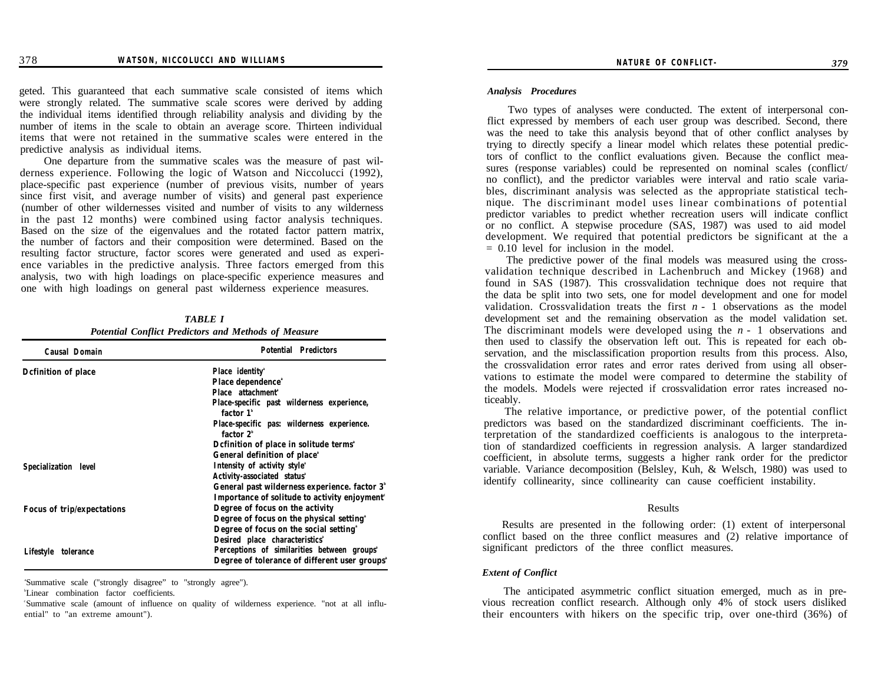geted. This guaranteed that each summative scale consisted of items which were strongly related. The summative scale scores were derived by adding the individual items identified through reliability analysis and dividing by the number of items in the scale to obtain an average score. Thirteen individual items that were not retained in the summative scales were entered in the predictive analysis as individual items.

One departure from the summative scales was the measure of past wilderness experience. Following the logic of Watson and Niccolucci (1992), place-specific past experience (number of previous visits, number of years since first visit, and average number of visits) and general past experience (number of other wildernesses visited and number of visits to any wilderness in the past 12 months) were combined using factor analysis techniques. Based on the size of the eigenvalues and the rotated factor pattern matrix, the number of factors and their composition were determined. Based on the resulting factor structure, factor scores were generated and used as experience variables in the predictive analysis. Three factors emerged from this analysis, two with high loadings on place-specific experience measures and one with high loadings on general past wilderness experience measures.

***TABLE I***
***Potential Conflict Predictors and Methods of Measure***

| Causal Domain | Potential Predictors |
|---|---|
| Dcfinition of place | Place identity[a] |
| | Place dependence[a] |
| | Place attachment[a] |
| | Place-specific past wilderness experience, factor 1[b] |
| | Place-specific pas: wilderness experience. factor 2[b] |
| | Dcfinition of place in solitude terms[a] |
| | General definition of place[a] |
| Specialization level | Intensity of activity style[a] |
| | Activity-associated status[a] |
| | General past wilderness experience. factor 3[b] |
| | Importance of solitude to activity enjoyment[c] |
| Focus of trip/expectations | Degree of focus on the activity |
| | Degree of focus on the physical setting[a] |
| | Degree of focus on the social setting[a] |
| | Desired place characteristics[c] |
| Lifestyle tolerance | Perceptions of similarities between groups[c] |
| | Degree of tolerance of different user groups[a] |

[a]Summative scale ("strongly disagree" to "strongly agree").
[b]Linear combination factor coefficients.
[c]Summative scale (amount of influence on quality of wilderness experience. "not at all influential" to "an extreme amount").

### *Analysis Procedures*

Two types of analyses were conducted. The extent of interpersonal conflict expressed by members of each user group was described. Second, there was the need to take this analysis beyond that of other conflict analyses by trying to directly specify a linear model which relates these potential predictors of conflict to the conflict evaluations given. Because the conflict measures (response variables) could be represented on nominal scales (conflict/no conflict), and the predictor variables were interval and ratio scale variables, discriminant analysis was selected as the appropriate statistical technique. The discriminant model uses linear combinations of potential predictor variables to predict whether recreation users will indicate conflict or no conflict. A stepwise procedure (SAS, 1987) was used to aid model development. We required that potential predictors be significant at the a = 0.10 level for inclusion in the model.

The predictive power of the final models was measured using the crossvalidation technique described in Lachenbruch and Mickey (1968) and found in SAS (1987). This crossvalidation technique does not require that the data be split into two sets, one for model development and one for model validation. Crossvalidation treats the first $n$ - 1 observations as the model development set and the remaining observation as the model validation set. The discriminant models were developed using the $n$ - 1 observations and then used to classify the observation left out. This is repeated for each observation, and the misclassification proportion results from this process. Also, the crossvalidation error rates and error rates derived from using all observations to estimate the model were compared to determine the stability of the models. Models were rejected if crossvalidation error rates increased noticeably.

The relative importance, or predictive power, of the potential conflict predictors was based on the standardized discriminant coefficients. The interpretation of the standardized coefficients is analogous to the interpretation of standardized coefficients in regression analysis. A larger standardized coefficient, in absolute terms, suggests a higher rank order for the predictor variable. Variance decomposition (Belsley, Kuh, & Welsch, 1980) was used to identify collinearity, since collinearity can cause coefficient instability.

## Results

Results are presented in the following order: (1) extent of interpersonal conflict based on the three conflict measures and (2) relative importance of significant predictors of the three conflict measures.

### *Extent of Conflict*

The anticipated asymmetric conflict situation emerged, much as in previous recreation conflict research. Although only 4% of stock users disliked their encounters with hikers on the specific trip, over one-third (36%) of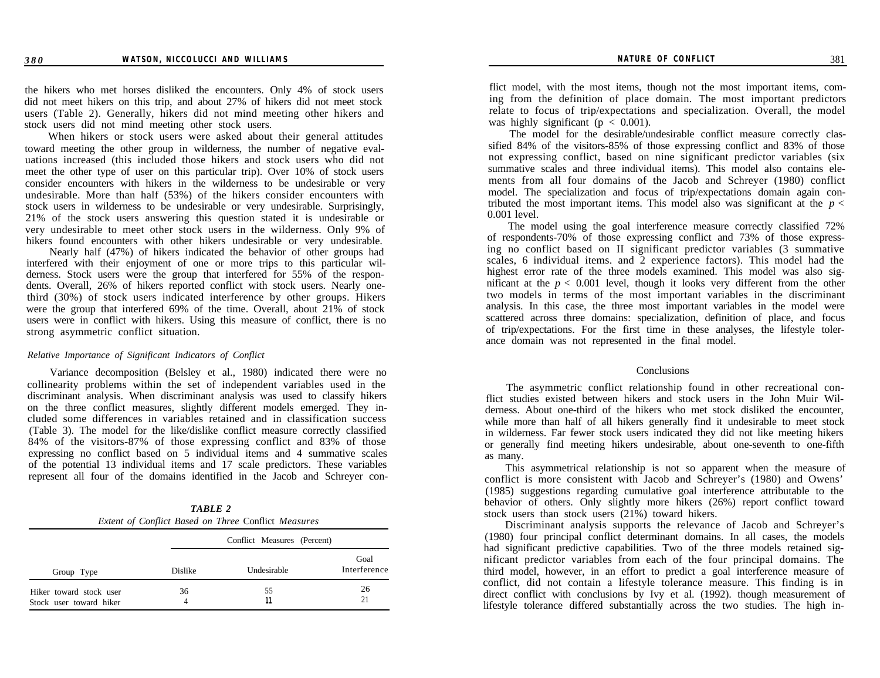the hikers who met horses disliked the encounters. Only 4% of stock users did not meet hikers on this trip, and about 27% of hikers did not meet stock users (Table 2). Generally, hikers did not mind meeting other hikers and stock users did not mind meeting other stock users.

When hikers or stock users were asked about their general attitudes toward meeting the other group in wilderness, the number of negative evaluations increased (this included those hikers and stock users who did not meet the other type of user on this particular trip). Over 10% of stock users consider encounters with hikers in the wilderness to be undesirable or very undesirable. More than half (53%) of the hikers consider encounters with stock users in wilderness to be undesirable or very undesirable. Surprisingly, 21% of the stock users answering this question stated it is undesirable or very undesirable to meet other stock users in the wilderness. Only 9% of hikers found encounters with other hikers undesirable or very undesirable.

Nearly half (47%) of hikers indicated the behavior of other groups had interfered with their enjoyment of one or more trips to this particular wilderness. Stock users were the group that interfered for 55% of the respondents. Overall, 26% of hikers reported conflict with stock users. Nearly one-third (30%) of stock users indicated interference by other groups. Hikers were the group that interfered 69% of the time. Overall, about 21% of stock users were in conflict with hikers. Using this measure of conflict, there is no strong asymmetric conflict situation.

### *Relative Importance of Significant Indicators of Conflict*

Variance decomposition (Belsley et al., 1980) indicated there were no collinearity problems within the set of independent variables used in the discriminant analysis. When discriminant analysis was used to classify hikers on the three conflict measures, slightly different models emerged. They included some differences in variables retained and in classification success (Table 3). The model for the like/dislike conflict measure correctly classified 84% of the visitors-87% of those expressing conflict and 83% of those expressing no conflict based on 5 individual items and 4 summative scales of the potential 13 individual items and 17 scale predictors. These variables represent all four of the domains identified in the Jacob and Schreyer conflict model, with the most items, though not the most important items, coming from the definition of place domain. The most important predictors relate to focus of trip/expectations and specialization. Overall, the model was highly significant ($p < 0.001$).

The model for the desirable/undesirable conflict measure correctly classified 84% of the visitors-85% of those expressing conflict and 83% of those not expressing conflict, based on nine significant predictor variables (six summative scales and three individual items). This model also contains elements from all four domains of the Jacob and Schreyer (1980) conflict model. The specialization and focus of trip/expectations domain again contributed the most important items. This model also was significant at the $p < 0.001$ level.

The model using the goal interference measure correctly classified 72% of respondents-70% of those expressing conflict and 73% of those expressing no conflict based on II significant predictor variables (3 summative scales, 6 individual items. and 2 experience factors). This model had the highest error rate of the three models examined. This model was also significant at the $p < 0.001$ level, though it looks very different from the other two models in terms of the most important variables in the discriminant analysis. In this case, the three most important variables in the model were scattered across three domains: specialization, definition of place, and focus of trip/expectations. For the first time in these analyses, the lifestyle tolerance domain was not represented in the final model.

***TABLE 2***
*Extent of Conflict Based on Three Conflict Measures*

| | Conflict Measures (Percent) | | |
|---|---|---|---|
| Group Type | Dislike | Undesirable | Goal Interference |
| Hiker toward stock user | 36 | 55 | 26 |
| Stock user toward hiker | 4 | 11 | 21 |

## Conclusions

The asymmetric conflict relationship found in other recreational conflict studies existed between hikers and stock users in the John Muir Wilderness. About one-third of the hikers who met stock disliked the encounter, while more than half of all hikers generally find it undesirable to meet stock in wilderness. Far fewer stock users indicated they did not like meeting hikers or generally find meeting hikers undesirable, about one-seventh to one-fifth as many.

This asymmetrical relationship is not so apparent when the measure of conflict is more consistent with Jacob and Schreyer's (1980) and Owens' (1985) suggestions regarding cumulative goal interference attributable to the behavior of others. Only slightly more hikers (26%) report conflict toward stock users than stock users (21%) toward hikers.

Discriminant analysis supports the relevance of Jacob and Schreyer's (1980) four principal conflict determinant domains. In all cases, the models had significant predictive capabilities. Two of the three models retained significant predictor variables from each of the four principal domains. The third model, however, in an effort to predict a goal interference measure of conflict, did not contain a lifestyle tolerance measure. This finding is in direct conflict with conclusions by Ivy et al. (1992). though measurement of lifestyle tolerance differed substantially across the two studies. The high in-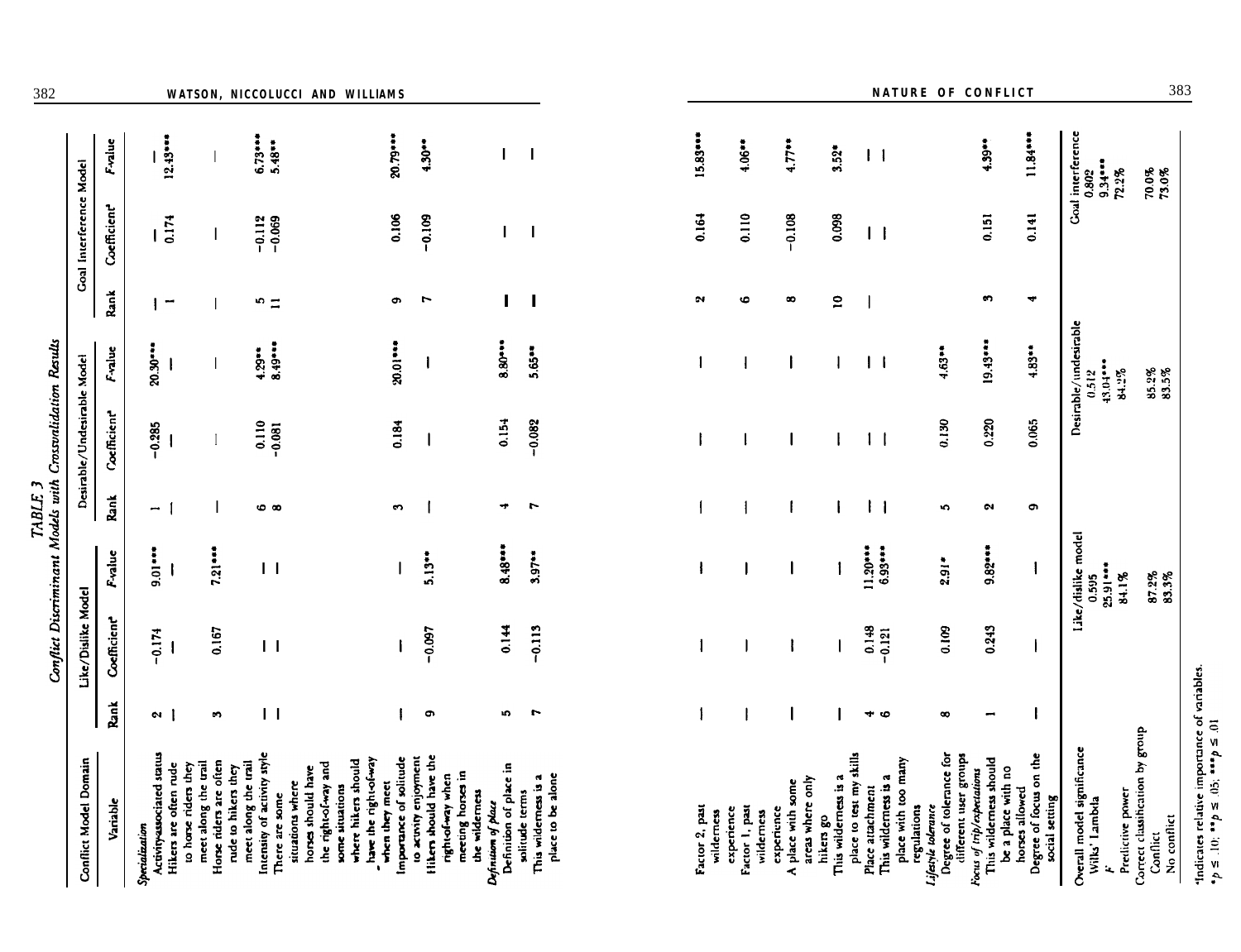*TABLE 3*

*Conflict Discriminant Models with Crossvalidation Results*

| Conflict Model Domain | Like/Dislike Model | | | Desirable/Undesirable Model | | | Goal Interference Model | | |
|---|---|---|---|---|---|---|---|---|---|
| Variable | Rank | Coefficient[a] | F-value | Rank | Coefficient[a] | F-value | Rank | Coefficient[a] | F-value |
| *Specialization* | | | | | | | | | |
| Activity-associated status | 2 | −0.174 | 9.01*** | 1 | −0.285 | 20.50*** | — | — | — |
| Hikers are often rude to horse riders they meet along the trail | — | — | — | — | — | — | 1 | 0.174 | 12.43*** |
| Horse riders are often rude to hikers they meet along the trail | 3 | 0.167 | 7.21*** | — | — | — | — | — | — |
| Intensity of activity style | — | — | — | 6 | 0.110 | 4.29** | 5 | −0.112 | 6.73*** |
| There are some situations where horses should have the right-of-way and some situations where hikers should have the right-of-way when they meet | — | — | — | 8 | −0.081 | 8.49*** | 11 | −0.069 | 5.48** |
| Importance of solitude to activity enjoyment | — | — | — | 3 | 0.184 | 20.01*** | 9 | 0.106 | 20.79*** |
| Hikers should have the right-of-way when meeting horses in the wilderness | 9 | −0.097 | 5.13** | — | — | — | 7 | −0.109 | 4.30** |
| *Definition of place* | | | | | | | | | |
| Definition of place in solitude terms | 5 | 0.144 | 8.48*** | 4 | 0.154 | 8.80*** | — | — | — |
| This wilderness is a place to be alone | 7 | −0.113 | 3.97** | 7 | −0.082 | 5.65** | — | — | — |
| Factor 2, past wilderness experience | — | — | — | — | — | — | 2 | 0.164 | 15.83*** |
| Factor 1, past wilderness experience | — | — | — | — | — | — | 6 | 0.110 | 4.06** |
| A place with some areas where only hikers go | — | — | — | — | — | — | 8 | −0.108 | 4.77** |
| This wilderness is a place to test my skills | — | — | — | — | — | — | 10 | 0.098 | 3.52* |
| Place attachment | 4 | 0.148 | 11.20*** | — | — | — | — | — | — |
| This wilderness is a place with too many regulations | 6 | −0.121 | 6.93*** | — | — | — | — | — | — |
| *Lifestyle tolerance* | | | | | | | | | |
| Degree of tolerance for different user groups | 8 | 0.109 | 2.91* | 5 | 0.130 | 4.63** | | | |
| *Focus of trip/expectations* | | | | | | | | | |
| This wilderness should be a place with no horses allowed | 1 | 0.243 | 9.82*** | 2 | 0.220 | 19.43*** | 3 | 0.151 | 4.39** |
| Degree of focus on the social setting | — | — | — | 9 | 0.065 | 4.83** | 4 | 0.141 | 11.84*** |
| Overall model significance | | Like/dislike model | | | Desirable/undesirable | | | Goal interference | |
| Wilks' Lambda | | 0.595 | | | 0.512 | | | 0.802 | |
| F | | 25.91*** | | | 43.04*** | | | 9.34*** | |
| Predictive power | | 84.1% | | | 84.2% | | | 72.2% | |
| Correct classification by group | | | | | | | | | |
| Conflict | | 87.2% | | | 85.2% | | | 70.0% | |
| No conflict | | 83.3% | | | 83.5% | | | 73.0% | |

[a]Indicates relative importance of variables.
$*p \leq .10$; $**p \leq .05$; $***p \leq .01$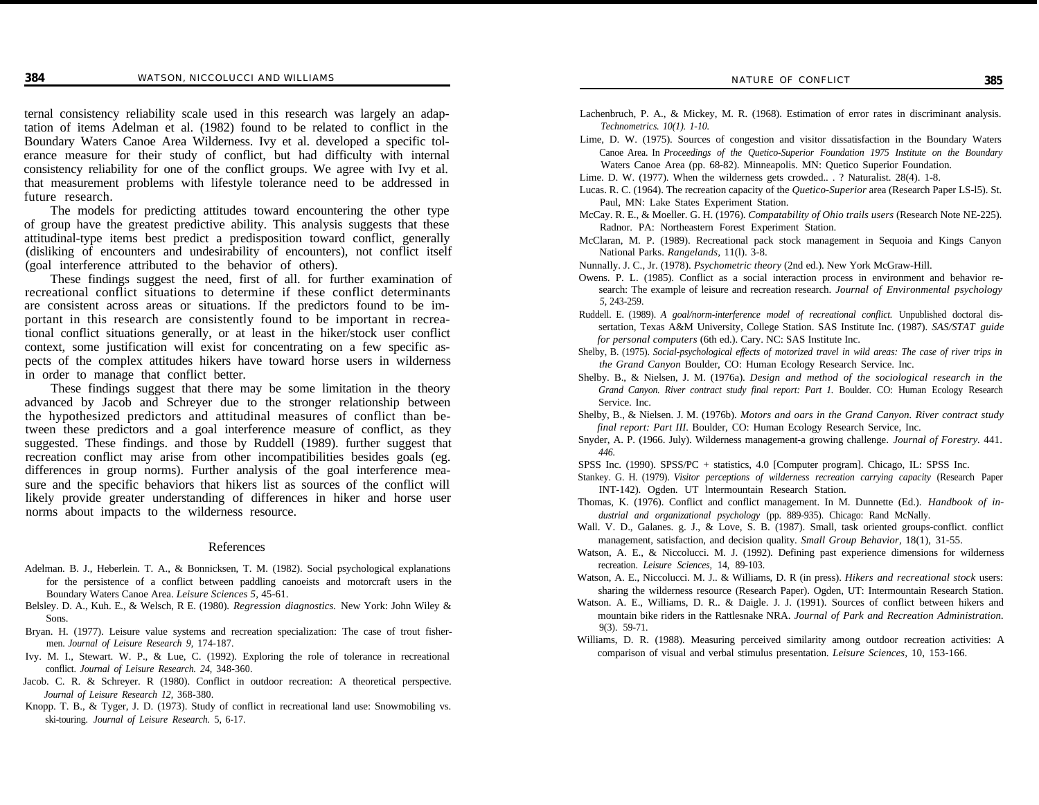ternal consistency reliability scale used in this research was largely an adaptation of items Adelman et al. (1982) found to be related to conflict in the Boundary Waters Canoe Area Wilderness. Ivy et al. developed a specific tolerance measure for their study of conflict, but had difficulty with internal consistency reliability for one of the conflict groups. We agree with Ivy et al. that measurement problems with lifestyle tolerance need to be addressed in future research.

The models for predicting attitudes toward encountering the other type of group have the greatest predictive ability. This analysis suggests that these attitudinal-type items best predict a predisposition toward conflict, generally (disliking of encounters and undesirability of encounters), not conflict itself (goal interference attributed to the behavior of others).

These findings suggest the need, first of all. for further examination of recreational conflict situations to determine if these conflict determinants are consistent across areas or situations. If the predictors found to be important in this research are consistently found to be important in recreational conflict situations generally, or at least in the hiker/stock user conflict context, some justification will exist for concentrating on a few specific aspects of the complex attitudes hikers have toward horse users in wilderness in order to manage that conflict better.

These findings suggest that there may be some limitation in the theory advanced by Jacob and Schreyer due to the stronger relationship between the hypothesized predictors and attitudinal measures of conflict than between these predictors and a goal interference measure of conflict, as they suggested. These findings. and those by Ruddell (1989). further suggest that recreation conflict may arise from other incompatibilities besides goals (eg. differences in group norms). Further analysis of the goal interference measure and the specific behaviors that hikers list as sources of the conflict will likely provide greater understanding of differences in hiker and horse user norms about impacts to the wilderness resource.

## References

Adelman. B. J., Heberlein. T. A., & Bonnicksen, T. M. (1982). Social psychological explanations for the persistence of a conflict between paddling canoeists and motorcraft users in the Boundary Waters Canoe Area. *Leisure Sciences 5,* 45-61.

Belsley. D. A., Kuh. E., & Welsch, R E. (1980). *Regression diagnostics.* New York: John Wiley & Sons.

Bryan. H. (1977). Leisure value systems and recreation specialization: The case of trout fishermen. *Journal of Leisure Research 9,* 174-187.

Ivy. M. I., Stewart. W. P., & Lue, C. (1992). Exploring the role of tolerance in recreational conflict. *Journal of Leisure Research. 24,* 348-360.

Jacob. C. R. & Schreyer. R (1980). Conflict in outdoor recreation: A theoretical perspective. *Journal of Leisure Research 12,* 368-380.

Knopp. T. B., & Tyger, J. D. (1973). Study of conflict in recreational land use: Snowmobiling vs. ski-touring. *Journal of Leisure Research.* 5, 6-17.

Lachenbruch, P. A., & Mickey, M. R. (1968). Estimation of error rates in discriminant analysis. *Technometrics. 10(1). 1-10.*

Lime, D. W. (1975). Sources of congestion and visitor dissatisfaction in the Boundary Waters Canoe Area. In *Proceedings of the Quetico-Superior Foundation 1975 Institute on the Boundary* Waters Canoe Area (pp. 68-82). Minneapolis. MN: Quetico Superior Foundation.

Lime. D. W. (1977). When the wilderness gets crowded.. . ? Naturalist. 28(4). 1-8.

Lucas. R. C. (1964). The recreation capacity of the *Quetico-Superior* area (Research Paper LS-l5). St. Paul, MN: Lake States Experiment Station.

McCay. R. E., & Moeller. G. H. (1976). *Compatability of Ohio trails users* (Research Note NE-225). Radnor. PA: Northeastern Forest Experiment Station.

McClaran, M. P. (1989). Recreational pack stock management in Sequoia and Kings Canyon National Parks. *Rangelands,* 11(l). 3-8.

Nunnally. J. C., Jr. (1978). *Psychometric theory* (2nd ed.). New York McGraw-Hill.

Owens. P. L. (1985). Conflict as a social interaction process in environment and behavior research: The example of leisure and recreation research. *Journal of Environmental psychology 5,* 243-259.

Ruddell. E. (1989). *A goal/norm-interference model of recreational conflict.* Unpublished doctoral dissertation, Texas A&M University, College Station. SAS Institute Inc. (1987). *SAS/STAT guide for personal computers* (6th ed.). Cary. NC: SAS Institute Inc.

Shelby, B. (1975). *Social-psychological effects of motorized travel in wild areas: The case of river trips in the Grand Canyon* Boulder, CO: Human Ecology Research Service. Inc.

Shelby. B., & Nielsen, J. M. (1976a). *Design and method of the sociological research in the Grand Canyon. River contract study final report: Part 1.* Boulder. CO: Human Ecology Research Service. Inc.

Shelby, B., & Nielsen. J. M. (1976b). *Motors and oars in the Grand Canyon. River contract study final report: Part III.* Boulder, CO: Human Ecology Research Service, Inc.

Snyder, A. P. (1966. July). Wilderness management-a growing challenge. *Journal of Forestry.* 441. *446.*

SPSS Inc. (1990). SPSS/PC + statistics, 4.0 [Computer program]. Chicago, IL: SPSS Inc.

Stankey. G. H. (1979). *Visitor perceptions of wilderness recreation carrying capacity* (Research Paper INT-142). Ogden. UT lntermountain Research Station.

Thomas, K. (1976). Conflict and conflict management. In M. Dunnette (Ed.). *Handbook of industrial and organizational psychology* (pp. 889-935). Chicago: Rand McNally.

Wall. V. D., Galanes. g. J., & Love, S. B. (1987). Small, task oriented groups-conflict. conflict management, satisfaction, and decision quality. *Small Group Behavior,* 18(1), 31-55.

Watson, A. E., & Niccolucci. M. J. (1992). Defining past experience dimensions for wilderness recreation. *Leisure Sciences,* 14, 89-103.

Watson, A. E., Niccolucci. M. J.. & Williams, D. R (in press). *Hikers and recreational stock* users: sharing the wilderness resource (Research Paper). Ogden, UT: Intermountain Research Station.

Watson. A. E., Williams, D. R.. & Daigle. J. J. (1991). Sources of conflict between hikers and mountain bike riders in the Rattlesnake NRA. *Journal of Park and Recreation Administration.* 9(3). 59-71.

Williams, D. R. (1988). Measuring perceived similarity among outdoor recreation activities: A comparison of visual and verbal stimulus presentation. *Leisure Sciences,* 10, 153-166.